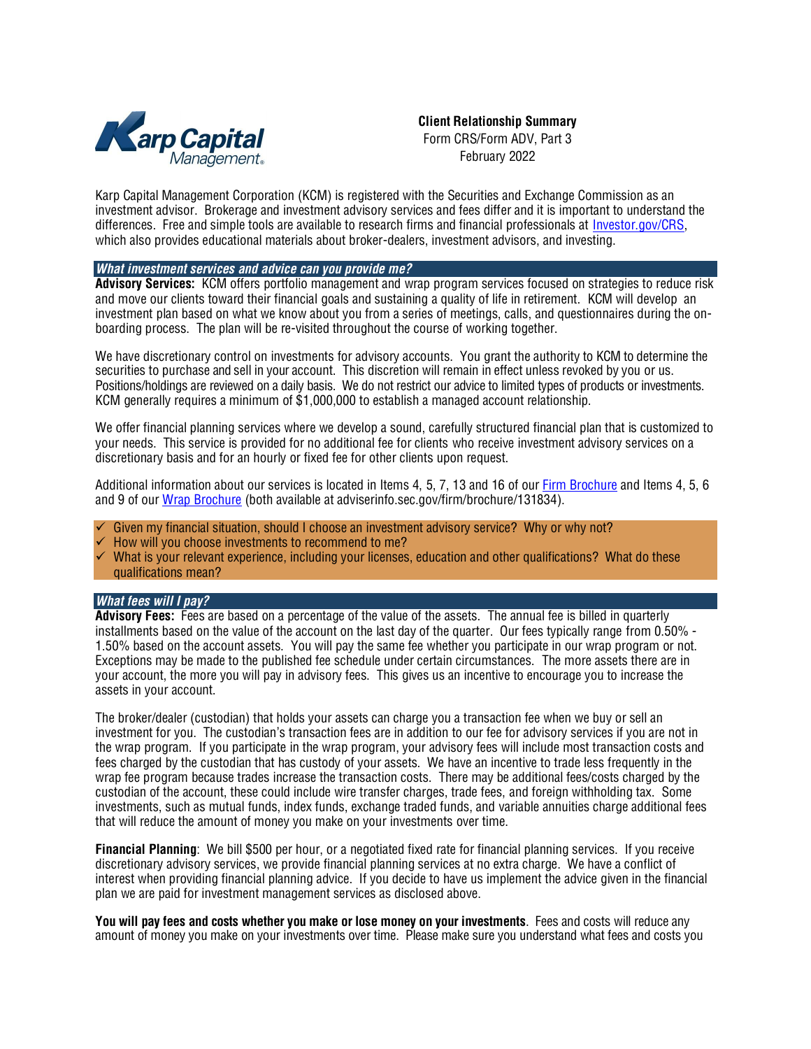**Client Relationship Summary**
Form CRS/Form ADV, Part 3
February 2022

Karp Capital Management Corporation (KCM) is registered with the Securities and Exchange Commission as an investment advisor. Brokerage and investment advisory services and fees differ and it is important to understand the differences. Free and simple tools are available to research firms and financial professionals at [Investor.gov/CRS](Investor.gov/CRS), which also provides educational materials about broker-dealers, investment advisors, and investing.

## *What investment services and advice can you provide me?*

**Advisory Services:** KCM offers portfolio management and wrap program services focused on strategies to reduce risk and move our clients toward their financial goals and sustaining a quality of life in retirement. KCM will develop an investment plan based on what we know about you from a series of meetings, calls, and questionnaires during the on-boarding process. The plan will be re-visited throughout the course of working together.

We have discretionary control on investments for advisory accounts. You grant the authority to KCM to determine the securities to purchase and sell in your account. This discretion will remain in effect unless revoked by you or us. Positions/holdings are reviewed on a daily basis. We do not restrict our advice to limited types of products or investments. KCM generally requires a minimum of $1,000,000 to establish a managed account relationship.

We offer financial planning services where we develop a sound, carefully structured financial plan that is customized to your needs. This service is provided for no additional fee for clients who receive investment advisory services on a discretionary basis and for an hourly or fixed fee for other clients upon request.

Additional information about our services is located in Items 4, 5, 7, 13 and 16 of our Firm Brochure and Items 4, 5, 6 and 9 of our Wrap Brochure (both available at adviserinfo.sec.gov/firm/brochure/131834).

- ✓ Given my financial situation, should I choose an investment advisory service? Why or why not?
- ✓ How will you choose investments to recommend to me?
- ✓ What is your relevant experience, including your licenses, education and other qualifications? What do these qualifications mean?

## *What fees will I pay?*

**Advisory Fees:** Fees are based on a percentage of the value of the assets. The annual fee is billed in quarterly installments based on the value of the account on the last day of the quarter. Our fees typically range from 0.50% - 1.50% based on the account assets. You will pay the same fee whether you participate in our wrap program or not. Exceptions may be made to the published fee schedule under certain circumstances. The more assets there are in your account, the more you will pay in advisory fees. This gives us an incentive to encourage you to increase the assets in your account.

The broker/dealer (custodian) that holds your assets can charge you a transaction fee when we buy or sell an investment for you. The custodian's transaction fees are in addition to our fee for advisory services if you are not in the wrap program. If you participate in the wrap program, your advisory fees will include most transaction costs and fees charged by the custodian that has custody of your assets. We have an incentive to trade less frequently in the wrap fee program because trades increase the transaction costs. There may be additional fees/costs charged by the custodian of the account, these could include wire transfer charges, trade fees, and foreign withholding tax. Some investments, such as mutual funds, index funds, exchange traded funds, and variable annuities charge additional fees that will reduce the amount of money you make on your investments over time.

**Financial Planning**: We bill $500 per hour, or a negotiated fixed rate for financial planning services. If you receive discretionary advisory services, we provide financial planning services at no extra charge. We have a conflict of interest when providing financial planning advice. If you decide to have us implement the advice given in the financial plan we are paid for investment management services as disclosed above.

**You will pay fees and costs whether you make or lose money on your investments**. Fees and costs will reduce any amount of money you make on your investments over time. Please make sure you understand what fees and costs you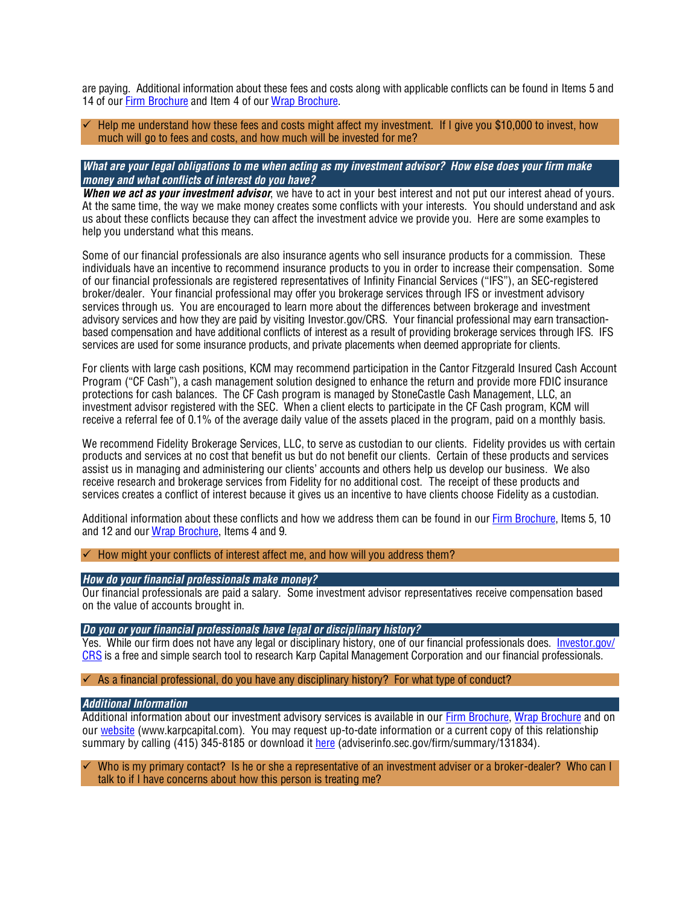are paying. Additional information about these fees and costs along with applicable conflicts can be found in Items 5 and 14 of our Firm Brochure and Item 4 of our Wrap Brochure.

✓ Help me understand how these fees and costs might affect my investment. If I give you $10,000 to invest, how much will go to fees and costs, and how much will be invested for me?

## *What are your legal obligations to me when acting as my investment advisor? How else does your firm make money and what conflicts of interest do you have?*

***When we act as your investment advisor***, we have to act in your best interest and not put our interest ahead of yours. At the same time, the way we make money creates some conflicts with your interests. You should understand and ask us about these conflicts because they can affect the investment advice we provide you. Here are some examples to help you understand what this means.

Some of our financial professionals are also insurance agents who sell insurance products for a commission. These individuals have an incentive to recommend insurance products to you in order to increase their compensation. Some of our financial professionals are registered representatives of Infinity Financial Services ("IFS"), an SEC-registered broker/dealer. Your financial professional may offer you brokerage services through IFS or investment advisory services through us. You are encouraged to learn more about the differences between brokerage and investment advisory services and how they are paid by visiting Investor.gov/CRS. Your financial professional may earn transaction-based compensation and have additional conflicts of interest as a result of providing brokerage services through IFS. IFS services are used for some insurance products, and private placements when deemed appropriate for clients.

For clients with large cash positions, KCM may recommend participation in the Cantor Fitzgerald Insured Cash Account Program ("CF Cash"), a cash management solution designed to enhance the return and provide more FDIC insurance protections for cash balances. The CF Cash program is managed by StoneCastle Cash Management, LLC, an investment advisor registered with the SEC. When a client elects to participate in the CF Cash program, KCM will receive a referral fee of 0.1% of the average daily value of the assets placed in the program, paid on a monthly basis.

We recommend Fidelity Brokerage Services, LLC, to serve as custodian to our clients. Fidelity provides us with certain products and services at no cost that benefit us but do not benefit our clients. Certain of these products and services assist us in managing and administering our clients' accounts and others help us develop our business. We also receive research and brokerage services from Fidelity for no additional cost. The receipt of these products and services creates a conflict of interest because it gives us an incentive to have clients choose Fidelity as a custodian.

Additional information about these conflicts and how we address them can be found in our Firm Brochure, Items 5, 10 and 12 and our Wrap Brochure, Items 4 and 9.

✓ How might your conflicts of interest affect me, and how will you address them?

## *How do your financial professionals make money?*

Our financial professionals are paid a salary. Some investment advisor representatives receive compensation based on the value of accounts brought in.

## *Do you or your financial professionals have legal or disciplinary history?*

Yes. While our firm does not have any legal or disciplinary history, one of our financial professionals does. Investor.gov/CRS is a free and simple search tool to research Karp Capital Management Corporation and our financial professionals.

✓ As a financial professional, do you have any disciplinary history? For what type of conduct?

## *Additional Information*

Additional information about our investment advisory services is available in our Firm Brochure, Wrap Brochure and on our website (www.karpcapital.com). You may request up-to-date information or a current copy of this relationship summary by calling (415) 345-8185 or download it here (adviserinfo.sec.gov/firm/summary/131834).

✓ Who is my primary contact? Is he or she a representative of an investment adviser or a broker-dealer? Who can I talk to if I have concerns about how this person is treating me?